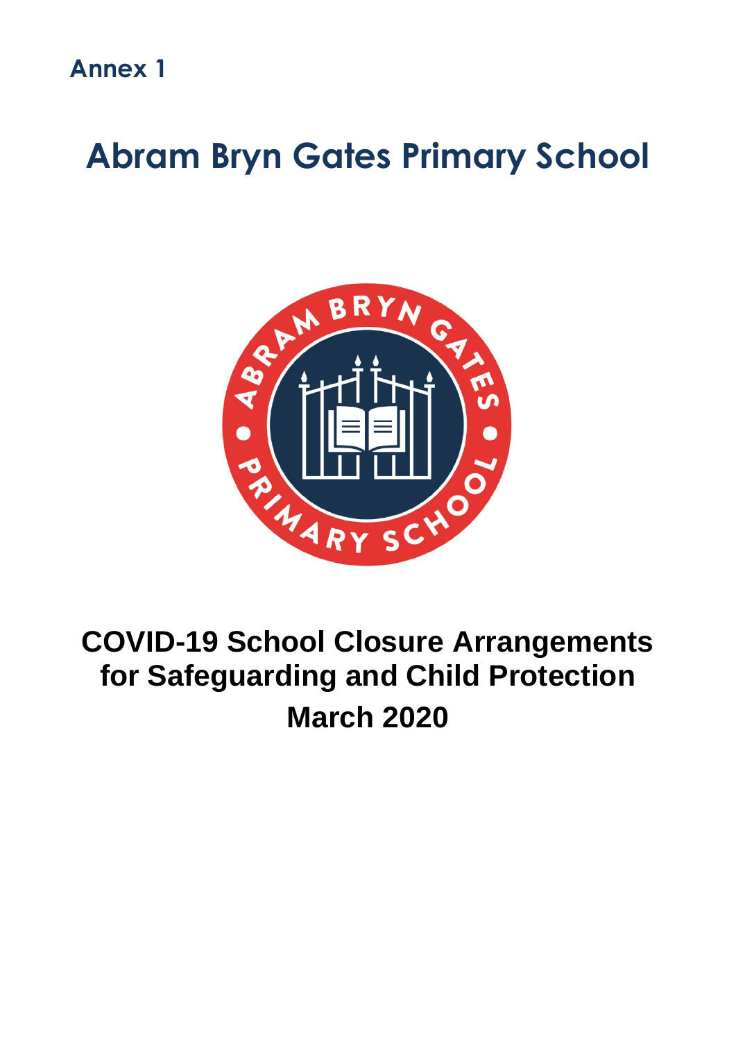Annex 1

# Abram Bryn Gates Primary School

# COVID-19 School Closure Arrangements for Safeguarding and Child Protection

## March 2020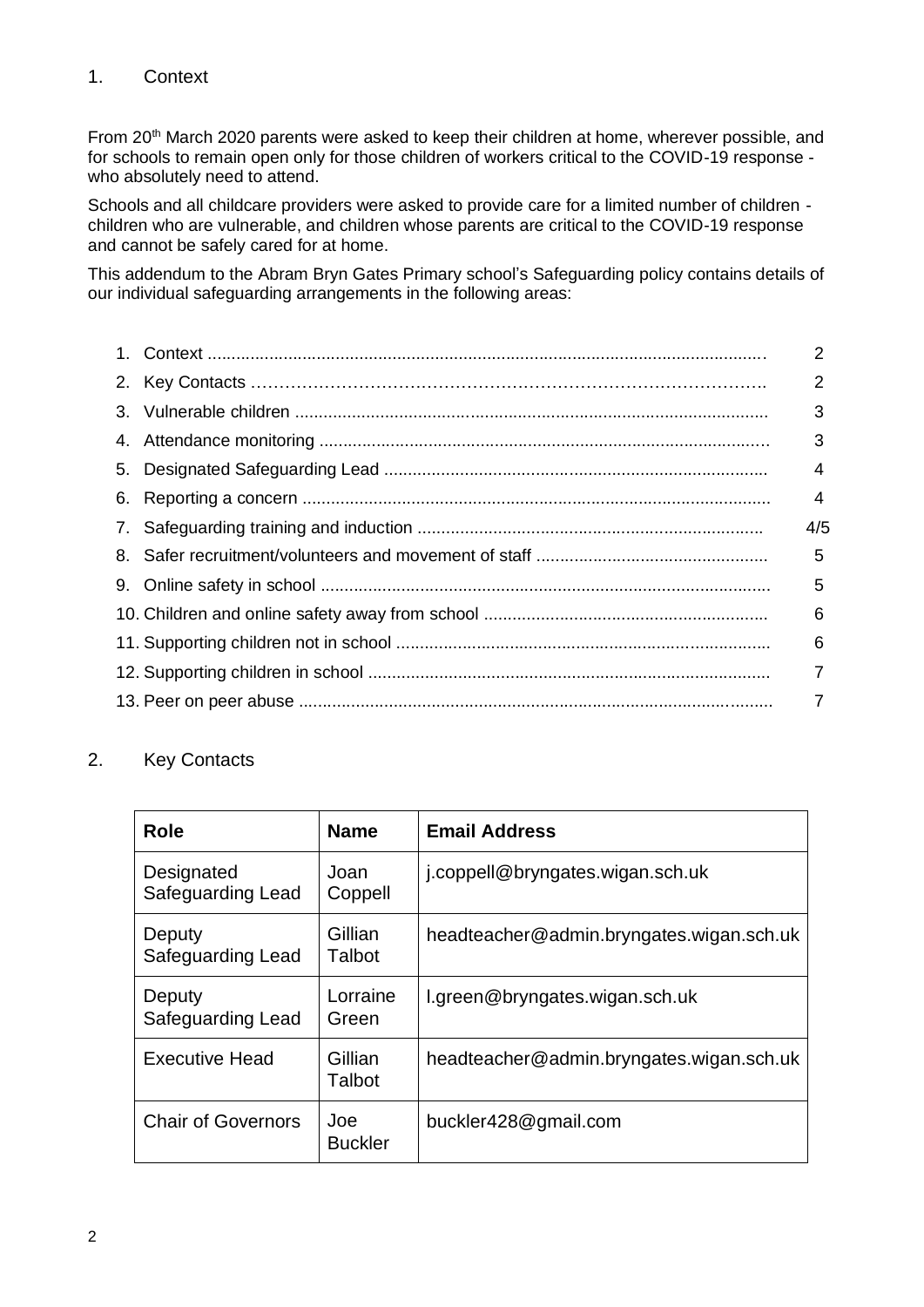## 1. Context

From 20th March 2020 parents were asked to keep their children at home, wherever possible, and for schools to remain open only for those children of workers critical to the COVID-19 response - who absolutely need to attend.

Schools and all childcare providers were asked to provide care for a limited number of children - children who are vulnerable, and children whose parents are critical to the COVID-19 response and cannot be safely cared for at home.

This addendum to the Abram Bryn Gates Primary school's Safeguarding policy contains details of our individual safeguarding arrangements in the following areas:

| | |
|---|---|
| 1. Context | 2 |
| 2. Key Contacts | 2 |
| 3. Vulnerable children | 3 |
| 4. Attendance monitoring | 3 |
| 5. Designated Safeguarding Lead | 4 |
| 6. Reporting a concern | 4 |
| 7. Safeguarding training and induction | 4/5 |
| 8. Safer recruitment/volunteers and movement of staff | 5 |
| 9. Online safety in school | 5 |
| 10. Children and online safety away from school | 6 |
| 11. Supporting children not in school | 6 |
| 12. Supporting children in school | 7 |
| 13. Peer on peer abuse | 7 |

## 2. Key Contacts

| Role | Name | Email Address |
|---|---|---|
| Designated Safeguarding Lead | Joan Coppell | j.coppell@bryngates.wigan.sch.uk |
| Deputy Safeguarding Lead | Gillian Talbot | headteacher@admin.bryngates.wigan.sch.uk |
| Deputy Safeguarding Lead | Lorraine Green | l.green@bryngates.wigan.sch.uk |
| Executive Head | Gillian Talbot | headteacher@admin.bryngates.wigan.sch.uk |
| Chair of Governors | Joe Buckler | buckler428@gmail.com |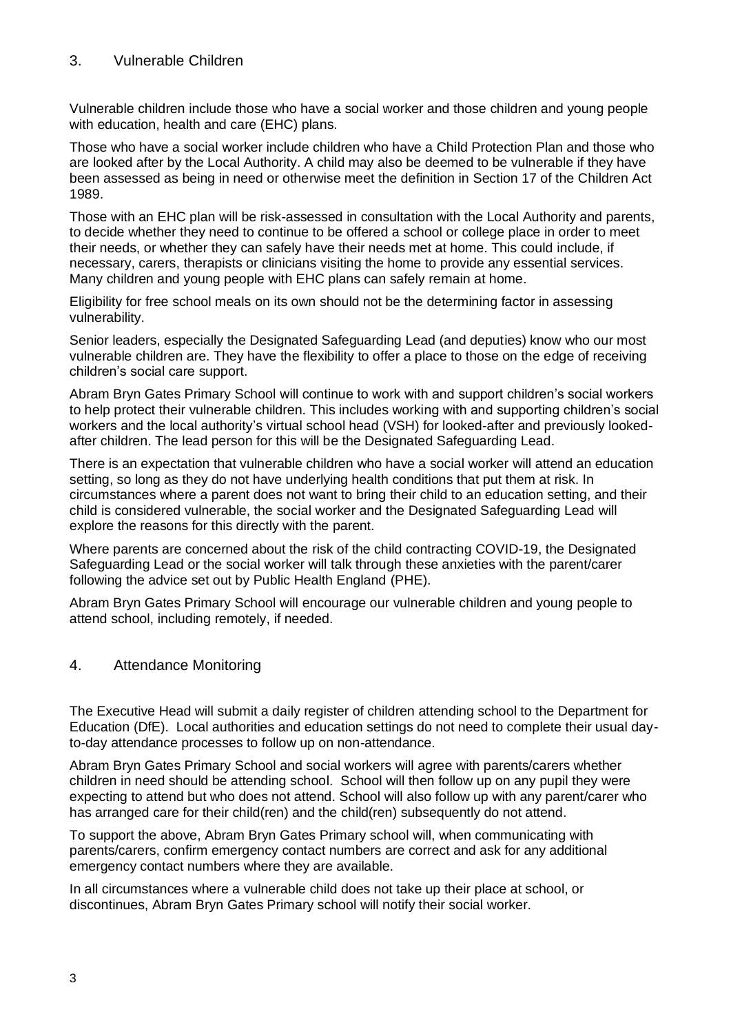## 3. Vulnerable Children

Vulnerable children include those who have a social worker and those children and young people with education, health and care (EHC) plans.

Those who have a social worker include children who have a Child Protection Plan and those who are looked after by the Local Authority. A child may also be deemed to be vulnerable if they have been assessed as being in need or otherwise meet the definition in Section 17 of the Children Act 1989.

Those with an EHC plan will be risk-assessed in consultation with the Local Authority and parents, to decide whether they need to continue to be offered a school or college place in order to meet their needs, or whether they can safely have their needs met at home. This could include, if necessary, carers, therapists or clinicians visiting the home to provide any essential services. Many children and young people with EHC plans can safely remain at home.

Eligibility for free school meals on its own should not be the determining factor in assessing vulnerability.

Senior leaders, especially the Designated Safeguarding Lead (and deputies) know who our most vulnerable children are. They have the flexibility to offer a place to those on the edge of receiving children's social care support.

Abram Bryn Gates Primary School will continue to work with and support children's social workers to help protect their vulnerable children. This includes working with and supporting children's social workers and the local authority's virtual school head (VSH) for looked-after and previously looked-after children. The lead person for this will be the Designated Safeguarding Lead.

There is an expectation that vulnerable children who have a social worker will attend an education setting, so long as they do not have underlying health conditions that put them at risk. In circumstances where a parent does not want to bring their child to an education setting, and their child is considered vulnerable, the social worker and the Designated Safeguarding Lead will explore the reasons for this directly with the parent.

Where parents are concerned about the risk of the child contracting COVID-19, the Designated Safeguarding Lead or the social worker will talk through these anxieties with the parent/carer following the advice set out by Public Health England (PHE).

Abram Bryn Gates Primary School will encourage our vulnerable children and young people to attend school, including remotely, if needed.

## 4. Attendance Monitoring

The Executive Head will submit a daily register of children attending school to the Department for Education (DfE). Local authorities and education settings do not need to complete their usual day-to-day attendance processes to follow up on non-attendance.

Abram Bryn Gates Primary School and social workers will agree with parents/carers whether children in need should be attending school. School will then follow up on any pupil they were expecting to attend but who does not attend. School will also follow up with any parent/carer who has arranged care for their child(ren) and the child(ren) subsequently do not attend.

To support the above, Abram Bryn Gates Primary school will, when communicating with parents/carers, confirm emergency contact numbers are correct and ask for any additional emergency contact numbers where they are available.

In all circumstances where a vulnerable child does not take up their place at school, or discontinues, Abram Bryn Gates Primary school will notify their social worker.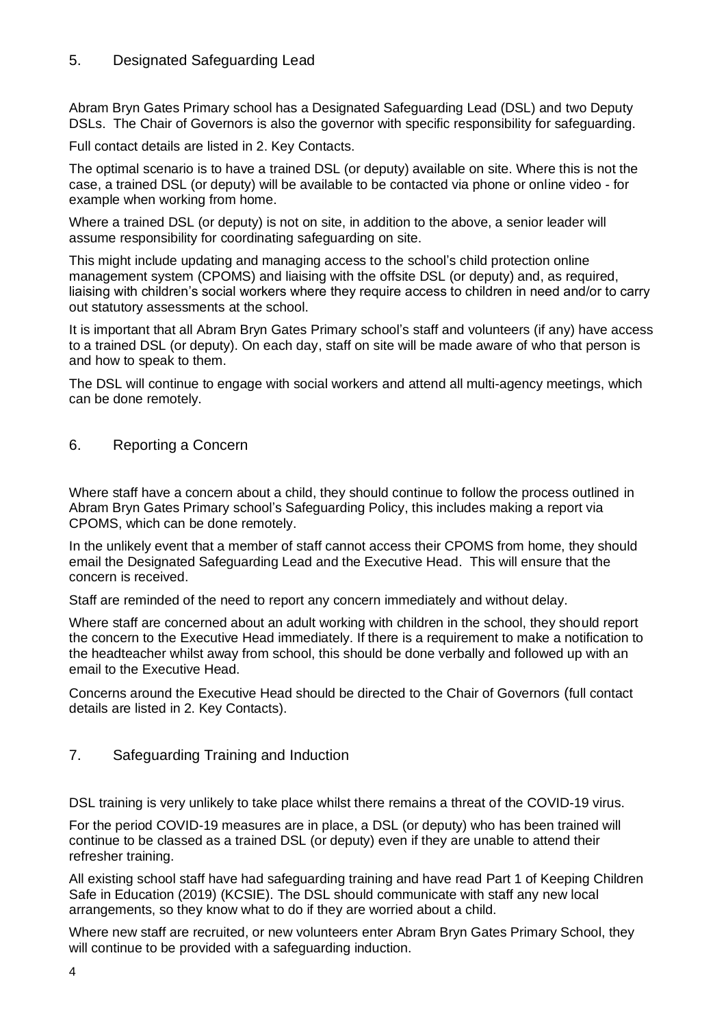## 5. Designated Safeguarding Lead

Abram Bryn Gates Primary school has a Designated Safeguarding Lead (DSL) and two Deputy DSLs. The Chair of Governors is also the governor with specific responsibility for safeguarding.

Full contact details are listed in 2. Key Contacts.

The optimal scenario is to have a trained DSL (or deputy) available on site. Where this is not the case, a trained DSL (or deputy) will be available to be contacted via phone or online video - for example when working from home.

Where a trained DSL (or deputy) is not on site, in addition to the above, a senior leader will assume responsibility for coordinating safeguarding on site.

This might include updating and managing access to the school's child protection online management system (CPOMS) and liaising with the offsite DSL (or deputy) and, as required, liaising with children's social workers where they require access to children in need and/or to carry out statutory assessments at the school.

It is important that all Abram Bryn Gates Primary school's staff and volunteers (if any) have access to a trained DSL (or deputy). On each day, staff on site will be made aware of who that person is and how to speak to them.

The DSL will continue to engage with social workers and attend all multi-agency meetings, which can be done remotely.

## 6. Reporting a Concern

Where staff have a concern about a child, they should continue to follow the process outlined in Abram Bryn Gates Primary school's Safeguarding Policy, this includes making a report via CPOMS, which can be done remotely.

In the unlikely event that a member of staff cannot access their CPOMS from home, they should email the Designated Safeguarding Lead and the Executive Head. This will ensure that the concern is received.

Staff are reminded of the need to report any concern immediately and without delay.

Where staff are concerned about an adult working with children in the school, they should report the concern to the Executive Head immediately. If there is a requirement to make a notification to the headteacher whilst away from school, this should be done verbally and followed up with an email to the Executive Head.

Concerns around the Executive Head should be directed to the Chair of Governors (full contact details are listed in 2. Key Contacts).

## 7. Safeguarding Training and Induction

DSL training is very unlikely to take place whilst there remains a threat of the COVID-19 virus.

For the period COVID-19 measures are in place, a DSL (or deputy) who has been trained will continue to be classed as a trained DSL (or deputy) even if they are unable to attend their refresher training.

All existing school staff have had safeguarding training and have read Part 1 of Keeping Children Safe in Education (2019) (KCSIE). The DSL should communicate with staff any new local arrangements, so they know what to do if they are worried about a child.

Where new staff are recruited, or new volunteers enter Abram Bryn Gates Primary School, they will continue to be provided with a safeguarding induction.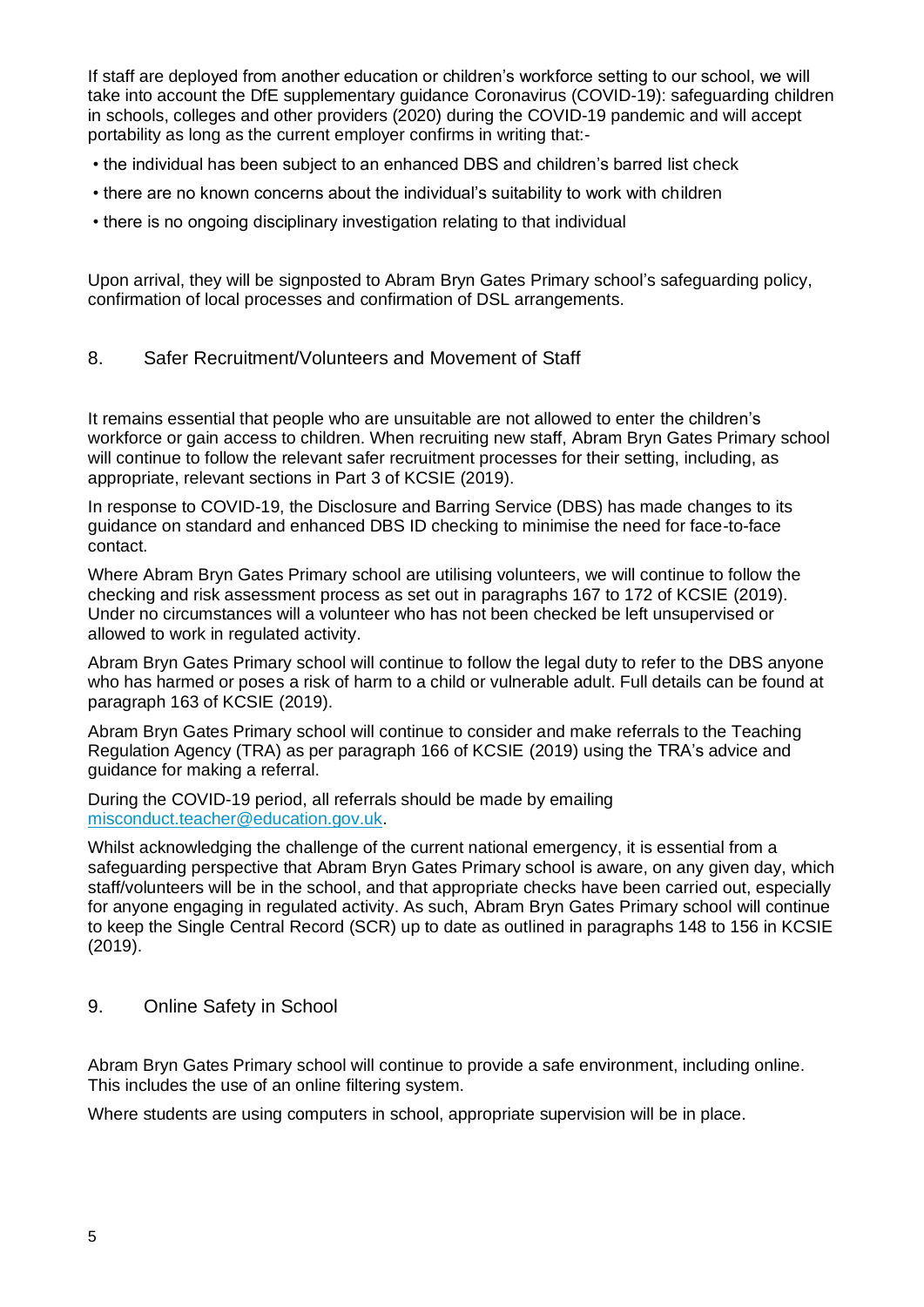If staff are deployed from another education or children's workforce setting to our school, we will take into account the DfE supplementary guidance Coronavirus (COVID-19): safeguarding children in schools, colleges and other providers (2020) during the COVID-19 pandemic and will accept portability as long as the current employer confirms in writing that:-

- the individual has been subject to an enhanced DBS and children's barred list check
- there are no known concerns about the individual's suitability to work with children
- there is no ongoing disciplinary investigation relating to that individual

Upon arrival, they will be signposted to Abram Bryn Gates Primary school's safeguarding policy, confirmation of local processes and confirmation of DSL arrangements.

## 8. Safer Recruitment/Volunteers and Movement of Staff

It remains essential that people who are unsuitable are not allowed to enter the children's workforce or gain access to children. When recruiting new staff, Abram Bryn Gates Primary school will continue to follow the relevant safer recruitment processes for their setting, including, as appropriate, relevant sections in Part 3 of KCSIE (2019).

In response to COVID-19, the Disclosure and Barring Service (DBS) has made changes to its guidance on standard and enhanced DBS ID checking to minimise the need for face-to-face contact.

Where Abram Bryn Gates Primary school are utilising volunteers, we will continue to follow the checking and risk assessment process as set out in paragraphs 167 to 172 of KCSIE (2019). Under no circumstances will a volunteer who has not been checked be left unsupervised or allowed to work in regulated activity.

Abram Bryn Gates Primary school will continue to follow the legal duty to refer to the DBS anyone who has harmed or poses a risk of harm to a child or vulnerable adult. Full details can be found at paragraph 163 of KCSIE (2019).

Abram Bryn Gates Primary school will continue to consider and make referrals to the Teaching Regulation Agency (TRA) as per paragraph 166 of KCSIE (2019) using the TRA's advice and guidance for making a referral.

During the COVID-19 period, all referrals should be made by emailing misconduct.teacher@education.gov.uk.

Whilst acknowledging the challenge of the current national emergency, it is essential from a safeguarding perspective that Abram Bryn Gates Primary school is aware, on any given day, which staff/volunteers will be in the school, and that appropriate checks have been carried out, especially for anyone engaging in regulated activity. As such, Abram Bryn Gates Primary school will continue to keep the Single Central Record (SCR) up to date as outlined in paragraphs 148 to 156 in KCSIE (2019).

## 9. Online Safety in School

Abram Bryn Gates Primary school will continue to provide a safe environment, including online. This includes the use of an online filtering system.

Where students are using computers in school, appropriate supervision will be in place.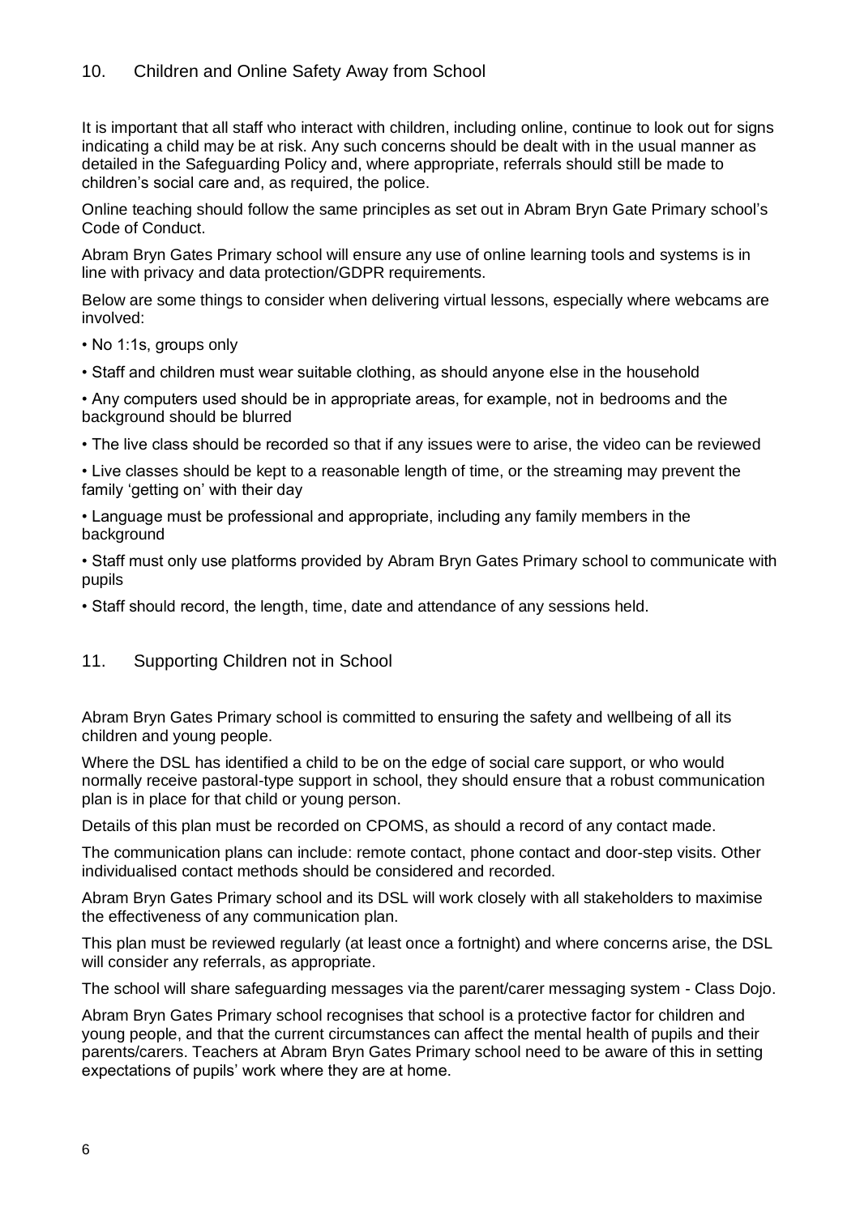## 10. Children and Online Safety Away from School

It is important that all staff who interact with children, including online, continue to look out for signs indicating a child may be at risk. Any such concerns should be dealt with in the usual manner as detailed in the Safeguarding Policy and, where appropriate, referrals should still be made to children's social care and, as required, the police.

Online teaching should follow the same principles as set out in Abram Bryn Gate Primary school's Code of Conduct.

Abram Bryn Gates Primary school will ensure any use of online learning tools and systems is in line with privacy and data protection/GDPR requirements.

Below are some things to consider when delivering virtual lessons, especially where webcams are involved:

- No 1:1s, groups only
- Staff and children must wear suitable clothing, as should anyone else in the household
- Any computers used should be in appropriate areas, for example, not in bedrooms and the background should be blurred
- The live class should be recorded so that if any issues were to arise, the video can be reviewed
- Live classes should be kept to a reasonable length of time, or the streaming may prevent the family 'getting on' with their day
- Language must be professional and appropriate, including any family members in the background
- Staff must only use platforms provided by Abram Bryn Gates Primary school to communicate with pupils
- Staff should record, the length, time, date and attendance of any sessions held.

## 11. Supporting Children not in School

Abram Bryn Gates Primary school is committed to ensuring the safety and wellbeing of all its children and young people.

Where the DSL has identified a child to be on the edge of social care support, or who would normally receive pastoral-type support in school, they should ensure that a robust communication plan is in place for that child or young person.

Details of this plan must be recorded on CPOMS, as should a record of any contact made.

The communication plans can include: remote contact, phone contact and door-step visits. Other individualised contact methods should be considered and recorded.

Abram Bryn Gates Primary school and its DSL will work closely with all stakeholders to maximise the effectiveness of any communication plan.

This plan must be reviewed regularly (at least once a fortnight) and where concerns arise, the DSL will consider any referrals, as appropriate.

The school will share safeguarding messages via the parent/carer messaging system - Class Dojo.

Abram Bryn Gates Primary school recognises that school is a protective factor for children and young people, and that the current circumstances can affect the mental health of pupils and their parents/carers. Teachers at Abram Bryn Gates Primary school need to be aware of this in setting expectations of pupils' work where they are at home.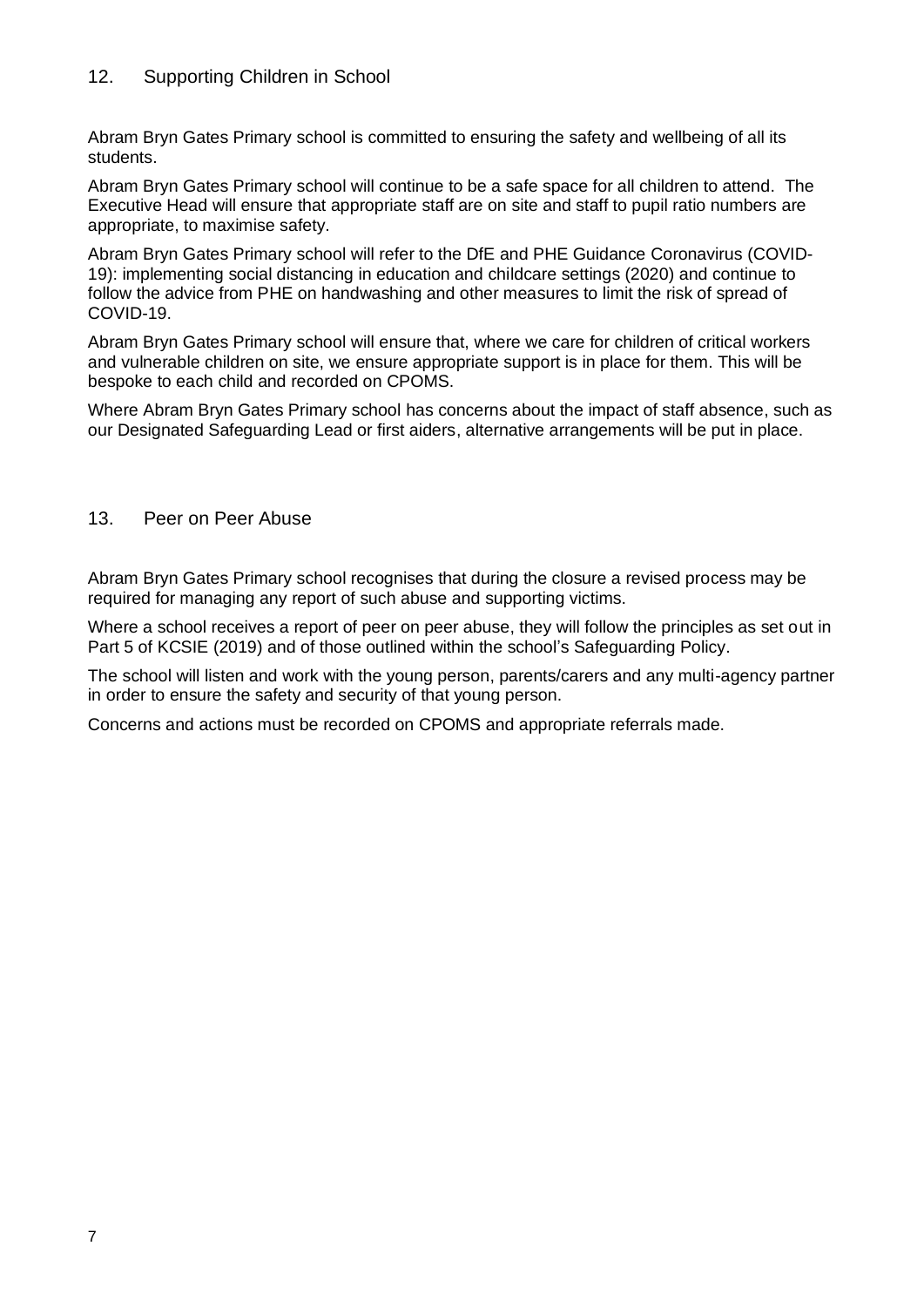## 12. Supporting Children in School

Abram Bryn Gates Primary school is committed to ensuring the safety and wellbeing of all its students.

Abram Bryn Gates Primary school will continue to be a safe space for all children to attend. The Executive Head will ensure that appropriate staff are on site and staff to pupil ratio numbers are appropriate, to maximise safety.

Abram Bryn Gates Primary school will refer to the DfE and PHE Guidance Coronavirus (COVID-19): implementing social distancing in education and childcare settings (2020) and continue to follow the advice from PHE on handwashing and other measures to limit the risk of spread of COVID-19.

Abram Bryn Gates Primary school will ensure that, where we care for children of critical workers and vulnerable children on site, we ensure appropriate support is in place for them. This will be bespoke to each child and recorded on CPOMS.

Where Abram Bryn Gates Primary school has concerns about the impact of staff absence, such as our Designated Safeguarding Lead or first aiders, alternative arrangements will be put in place.

## 13. Peer on Peer Abuse

Abram Bryn Gates Primary school recognises that during the closure a revised process may be required for managing any report of such abuse and supporting victims.

Where a school receives a report of peer on peer abuse, they will follow the principles as set out in Part 5 of KCSIE (2019) and of those outlined within the school's Safeguarding Policy.

The school will listen and work with the young person, parents/carers and any multi-agency partner in order to ensure the safety and security of that young person.

Concerns and actions must be recorded on CPOMS and appropriate referrals made.